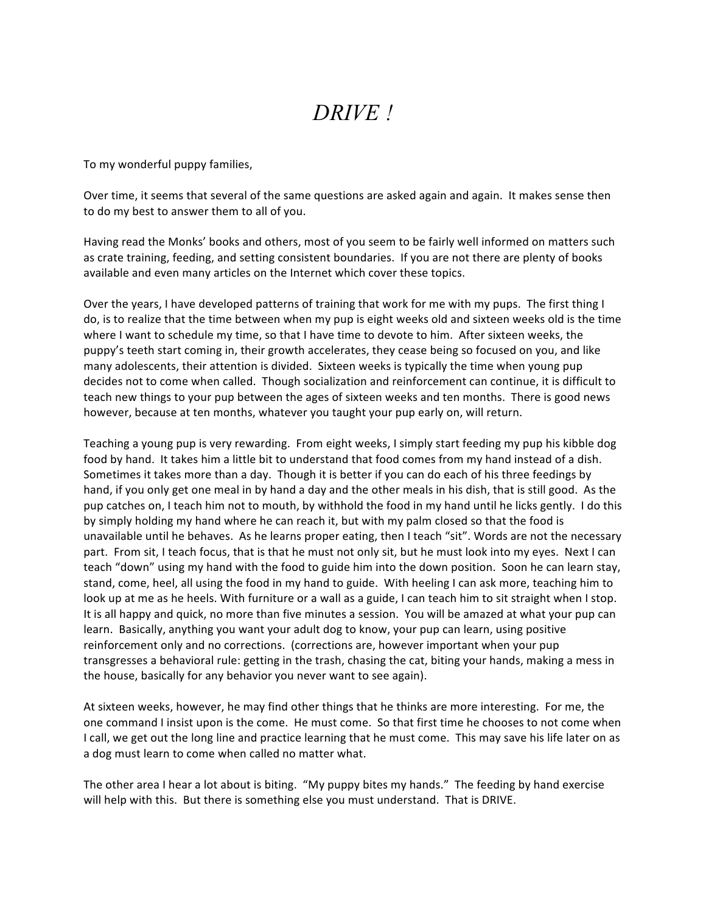# *DRIVE !*

To my wonderful puppy families,

Over time, it seems that several of the same questions are asked again and again. It makes sense then to do my best to answer them to all of you.

Having read the Monks' books and others, most of you seem to be fairly well informed on matters such as crate training, feeding, and setting consistent boundaries. If you are not there are plenty of books available and even many articles on the Internet which cover these topics.

Over the years, I have developed patterns of training that work for me with my pups. The first thing I do, is to realize that the time between when my pup is eight weeks old and sixteen weeks old is the time where I want to schedule my time, so that I have time to devote to him. After sixteen weeks, the puppy's teeth start coming in, their growth accelerates, they cease being so focused on you, and like many adolescents, their attention is divided. Sixteen weeks is typically the time when young pup decides not to come when called. Though socialization and reinforcement can continue, it is difficult to teach new things to your pup between the ages of sixteen weeks and ten months. There is good news however, because at ten months, whatever you taught your pup early on, will return.

Teaching a young pup is very rewarding. From eight weeks, I simply start feeding my pup his kibble dog food by hand. It takes him a little bit to understand that food comes from my hand instead of a dish. Sometimes it takes more than a day. Though it is better if you can do each of his three feedings by hand, if you only get one meal in by hand a day and the other meals in his dish, that is still good. As the pup catches on, I teach him not to mouth, by withhold the food in my hand until he licks gently. I do this by simply holding my hand where he can reach it, but with my palm closed so that the food is unavailable until he behaves. As he learns proper eating, then I teach "sit". Words are not the necessary part. From sit, I teach focus, that is that he must not only sit, but he must look into my eyes. Next I can teach "down" using my hand with the food to guide him into the down position. Soon he can learn stay, stand, come, heel, all using the food in my hand to guide. With heeling I can ask more, teaching him to look up at me as he heels. With furniture or a wall as a guide, I can teach him to sit straight when I stop. It is all happy and quick, no more than five minutes a session. You will be amazed at what your pup can learn. Basically, anything you want your adult dog to know, your pup can learn, using positive reinforcement only and no corrections. (corrections are, however important when your pup transgresses a behavioral rule: getting in the trash, chasing the cat, biting your hands, making a mess in the house, basically for any behavior you never want to see again).

At sixteen weeks, however, he may find other things that he thinks are more interesting. For me, the one command I insist upon is the come. He must come. So that first time he chooses to not come when I call, we get out the long line and practice learning that he must come. This may save his life later on as a dog must learn to come when called no matter what.

The other area I hear a lot about is biting. "My puppy bites my hands." The feeding by hand exercise will help with this. But there is something else you must understand. That is DRIVE.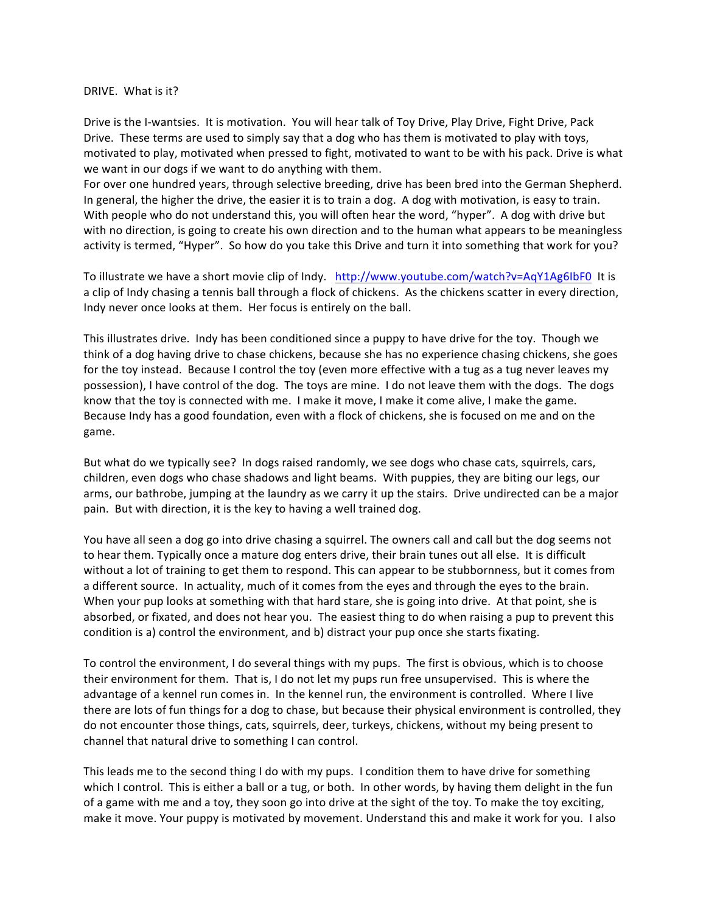DRIVE. What is it?

Drive is the I-wantsies. It is motivation. You will hear talk of Toy Drive, Play Drive, Fight Drive, Pack Drive. These terms are used to simply say that a dog who has them is motivated to play with toys, motivated to play, motivated when pressed to fight, motivated to want to be with his pack. Drive is what we want in our dogs if we want to do anything with them.

For over one hundred years, through selective breeding, drive has been bred into the German Shepherd. In general, the higher the drive, the easier it is to train a dog. A dog with motivation, is easy to train. With people who do not understand this, you will often hear the word, "hyper". A dog with drive but with no direction, is going to create his own direction and to the human what appears to be meaningless activity is termed, "Hyper". So how do you take this Drive and turn it into something that work for you?

To illustrate we have a short movie clip of Indy. http://www.youtube.com/watch?v=AqY1Ag6IbF0 It is a clip of Indy chasing a tennis ball through a flock of chickens. As the chickens scatter in every direction, Indy never once looks at them. Her focus is entirely on the ball.

This illustrates drive. Indy has been conditioned since a puppy to have drive for the toy. Though we think of a dog having drive to chase chickens, because she has no experience chasing chickens, she goes for the toy instead. Because I control the toy (even more effective with a tug as a tug never leaves my possession), I have control of the dog. The toys are mine. I do not leave them with the dogs. The dogs know that the toy is connected with me. I make it move, I make it come alive, I make the game. Because Indy has a good foundation, even with a flock of chickens, she is focused on me and on the game.

But what do we typically see? In dogs raised randomly, we see dogs who chase cats, squirrels, cars, children, even dogs who chase shadows and light beams. With puppies, they are biting our legs, our arms, our bathrobe, jumping at the laundry as we carry it up the stairs. Drive undirected can be a major pain. But with direction, it is the key to having a well trained dog.

You have all seen a dog go into drive chasing a squirrel. The owners call and call but the dog seems not to hear them. Typically once a mature dog enters drive, their brain tunes out all else. It is difficult without a lot of training to get them to respond. This can appear to be stubbornness, but it comes from a different source. In actuality, much of it comes from the eyes and through the eyes to the brain. When your pup looks at something with that hard stare, she is going into drive. At that point, she is absorbed, or fixated, and does not hear you. The easiest thing to do when raising a pup to prevent this condition is a) control the environment, and b) distract your pup once she starts fixating.

To control the environment, I do several things with my pups. The first is obvious, which is to choose their environment for them. That is, I do not let my pups run free unsupervised. This is where the advantage of a kennel run comes in. In the kennel run, the environment is controlled. Where I live there are lots of fun things for a dog to chase, but because their physical environment is controlled, they do not encounter those things, cats, squirrels, deer, turkeys, chickens, without my being present to channel that natural drive to something I can control.

This leads me to the second thing I do with my pups. I condition them to have drive for something which I control. This is either a ball or a tug, or both. In other words, by having them delight in the fun of a game with me and a toy, they soon go into drive at the sight of the toy. To make the toy exciting, make it move. Your puppy is motivated by movement. Understand this and make it work for you. I also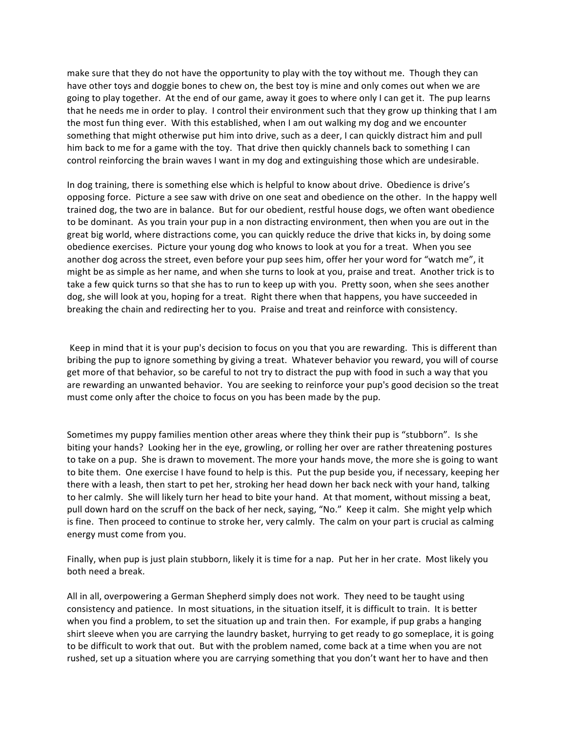make sure that they do not have the opportunity to play with the toy without me. Though they can have other toys and doggie bones to chew on, the best toy is mine and only comes out when we are going to play together. At the end of our game, away it goes to where only I can get it. The pup learns that he needs me in order to play. I control their environment such that they grow up thinking that I am the most fun thing ever. With this established, when I am out walking my dog and we encounter something that might otherwise put him into drive, such as a deer, I can quickly distract him and pull him back to me for a game with the toy. That drive then quickly channels back to something I can control reinforcing the brain waves I want in my dog and extinguishing those which are undesirable.

In dog training, there is something else which is helpful to know about drive. Obedience is drive's opposing force. Picture a see saw with drive on one seat and obedience on the other. In the happy well trained dog, the two are in balance. But for our obedient, restful house dogs, we often want obedience to be dominant. As you train your pup in a non distracting environment, then when you are out in the great big world, where distractions come, you can quickly reduce the drive that kicks in, by doing some obedience exercises. Picture your young dog who knows to look at you for a treat. When you see another dog across the street, even before your pup sees him, offer her your word for "watch me", it might be as simple as her name, and when she turns to look at you, praise and treat. Another trick is to take a few quick turns so that she has to run to keep up with you. Pretty soon, when she sees another dog, she will look at you, hoping for a treat. Right there when that happens, you have succeeded in breaking the chain and redirecting her to you. Praise and treat and reinforce with consistency.

Keep in mind that it is your pup's decision to focus on you that you are rewarding. This is different than bribing the pup to ignore something by giving a treat. Whatever behavior you reward, you will of course get more of that behavior, so be careful to not try to distract the pup with food in such a way that you are rewarding an unwanted behavior. You are seeking to reinforce your pup's good decision so the treat must come only after the choice to focus on you has been made by the pup.

Sometimes my puppy families mention other areas where they think their pup is "stubborn". Is she biting your hands? Looking her in the eye, growling, or rolling her over are rather threatening postures to take on a pup. She is drawn to movement. The more your hands move, the more she is going to want to bite them. One exercise I have found to help is this. Put the pup beside you, if necessary, keeping her there with a leash, then start to pet her, stroking her head down her back neck with your hand, talking to her calmly. She will likely turn her head to bite your hand. At that moment, without missing a beat, pull down hard on the scruff on the back of her neck, saying, "No." Keep it calm. She might yelp which is fine. Then proceed to continue to stroke her, very calmly. The calm on your part is crucial as calming energy must come from you.

Finally, when pup is just plain stubborn, likely it is time for a nap. Put her in her crate. Most likely you both need a break.

All in all, overpowering a German Shepherd simply does not work. They need to be taught using consistency and patience. In most situations, in the situation itself, it is difficult to train. It is better when you find a problem, to set the situation up and train then. For example, if pup grabs a hanging shirt sleeve when you are carrying the laundry basket, hurrying to get ready to go someplace, it is going to be difficult to work that out. But with the problem named, come back at a time when you are not rushed, set up a situation where you are carrying something that you don't want her to have and then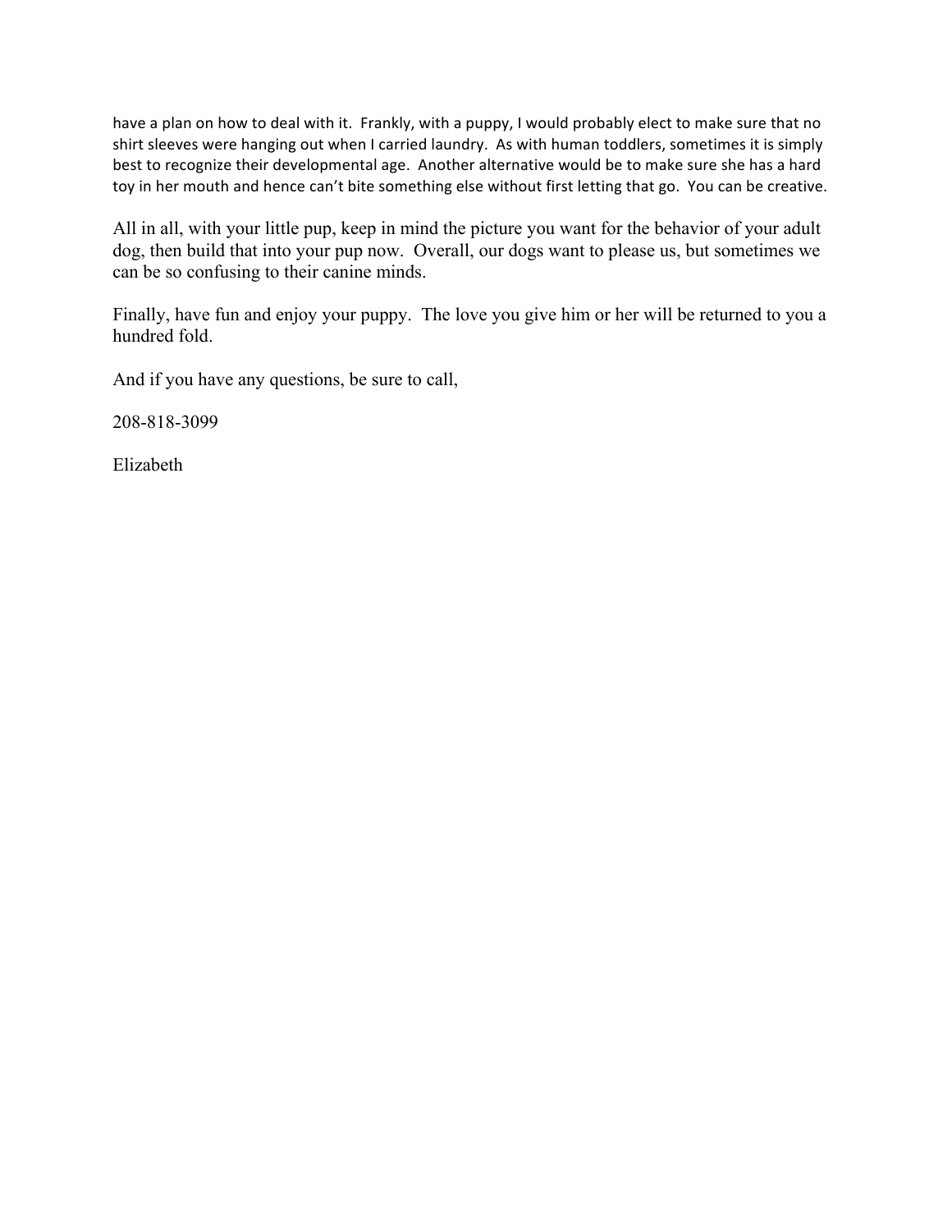have a plan on how to deal with it. Frankly, with a puppy, I would probably elect to make sure that no shirt sleeves were hanging out when I carried laundry. As with human toddlers, sometimes it is simply best to recognize their developmental age. Another alternative would be to make sure she has a hard toy in her mouth and hence can't bite something else without first letting that go. You can be creative.

All in all, with your little pup, keep in mind the picture you want for the behavior of your adult dog, then build that into your pup now. Overall, our dogs want to please us, but sometimes we can be so confusing to their canine minds.

Finally, have fun and enjoy your puppy. The love you give him or her will be returned to you a hundred fold.

And if you have any questions, be sure to call,

208-818-3099

Elizabeth